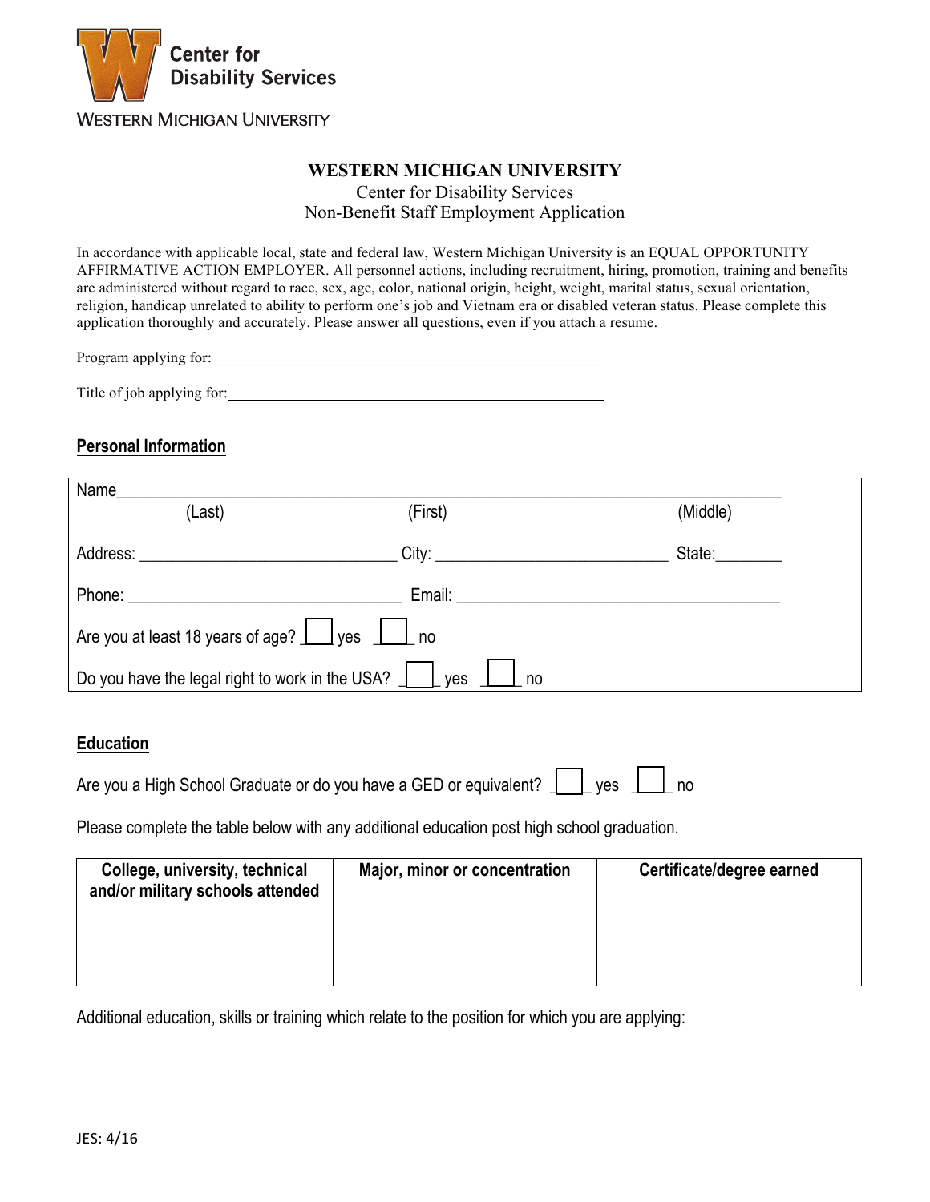Center for Disability Services

WESTERN MICHIGAN UNIVERSITY

**WESTERN MICHIGAN UNIVERSITY**

Center for Disability Services

Non-Benefit Staff Employment Application

In accordance with applicable local, state and federal law, Western Michigan University is an EQUAL OPPORTUNITY AFFIRMATIVE ACTION EMPLOYER. All personnel actions, including recruitment, hiring, promotion, training and benefits are administered without regard to race, sex, age, color, national origin, height, weight, marital status, sexual orientation, religion, handicap unrelated to ability to perform one's job and Vietnam era or disabled veteran status. Please complete this application thoroughly and accurately. Please answer all questions, even if you attach a resume.

Program applying for:______________________________________________________

Title of job applying for:___________________________________________________

## Personal Information

Name______________________________________________________________________________

(Last) (First) (Middle)

Address: ______________________________ City: __________________________ State:________

Phone: ________________________________ Email: ____________________________________

Are you at least 18 years of age? ☐ yes ☐ no

Do you have the legal right to work in the USA? ☐ yes ☐ no

## Education

Are you a High School Graduate or do you have a GED or equivalent? ☐ yes ☐ no

Please complete the table below with any additional education post high school graduation.

| College, university, technical and/or military schools attended | Major, minor or concentration | Certificate/degree earned |
|---|---|---|
| | | |

Additional education, skills or training which relate to the position for which you are applying:

JES: 4/16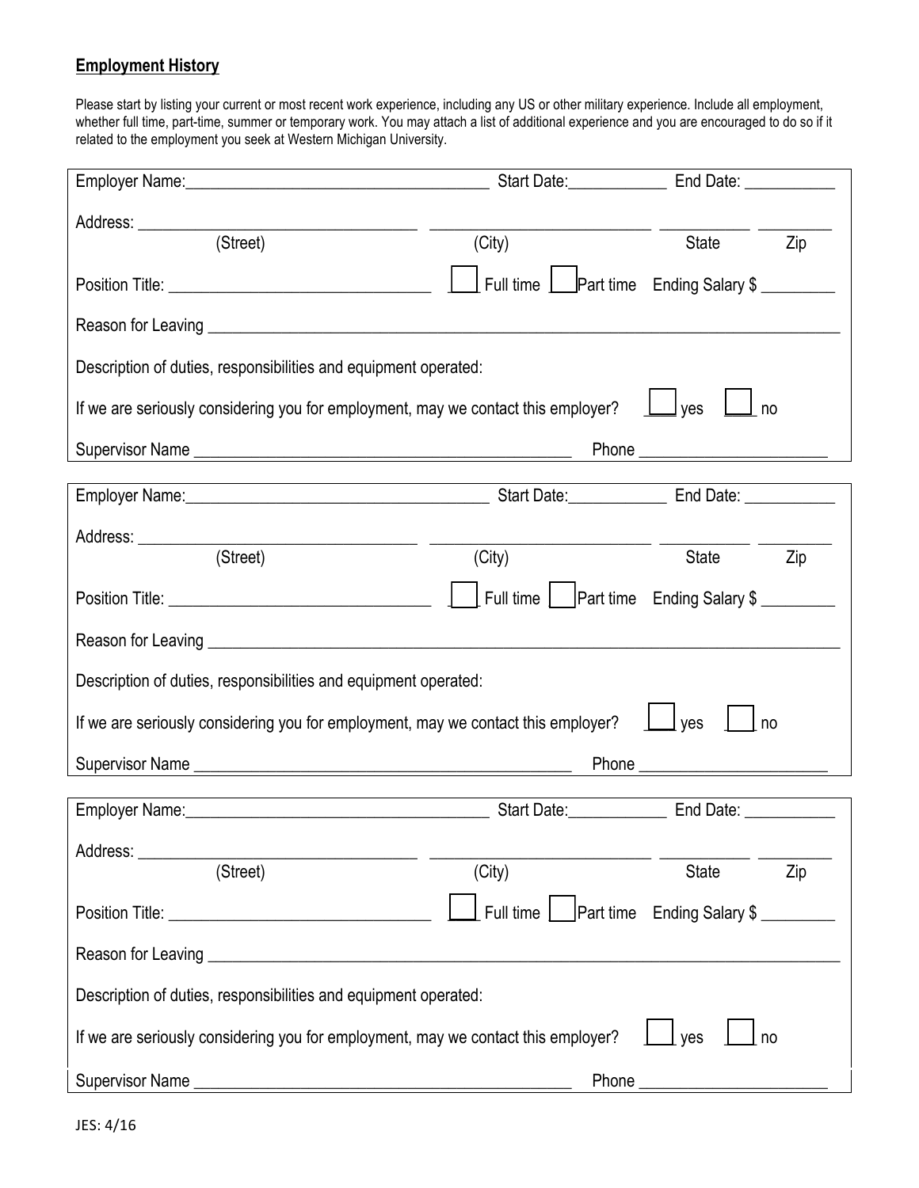## **Employment History**

Please start by listing your current or most recent work experience, including any US or other military experience. Include all employment, whether full time, part-time, summer or temporary work. You may attach a list of additional experience and you are encouraged to do so if it related to the employment you seek at Western Michigan University.

Employer Name:_________________________ Start Date:__________ End Date: __________

Address: _________________________ _________________________ __________ __________
(Street) (City) State Zip

Position Title: _________________________ ☐ Full time ☐ Part time Ending Salary $ ________

Reason for Leaving ______________________________________________________________

Description of duties, responsibilities and equipment operated:

If we are seriously considering you for employment, may we contact this employer? ☐ yes ☐ no

Supervisor Name _________________________________ Phone ____________________

---

Employer Name:_________________________ Start Date:__________ End Date: __________

Address: _________________________ _________________________ __________ __________
(Street) (City) State Zip

Position Title: _________________________ ☐ Full time ☐ Part time Ending Salary $ ________

Reason for Leaving ______________________________________________________________

Description of duties, responsibilities and equipment operated:

If we are seriously considering you for employment, may we contact this employer? ☐ yes ☐ no

Supervisor Name _________________________________ Phone ____________________

---

Employer Name:_________________________ Start Date:__________ End Date: __________

Address: _________________________ _________________________ __________ __________
(Street) (City) State Zip

Position Title: _________________________ ☐ Full time ☐ Part time Ending Salary $ ________

Reason for Leaving ______________________________________________________________

Description of duties, responsibilities and equipment operated:

If we are seriously considering you for employment, may we contact this employer? ☐ yes ☐ no

Supervisor Name _________________________________ Phone ____________________

JES: 4/16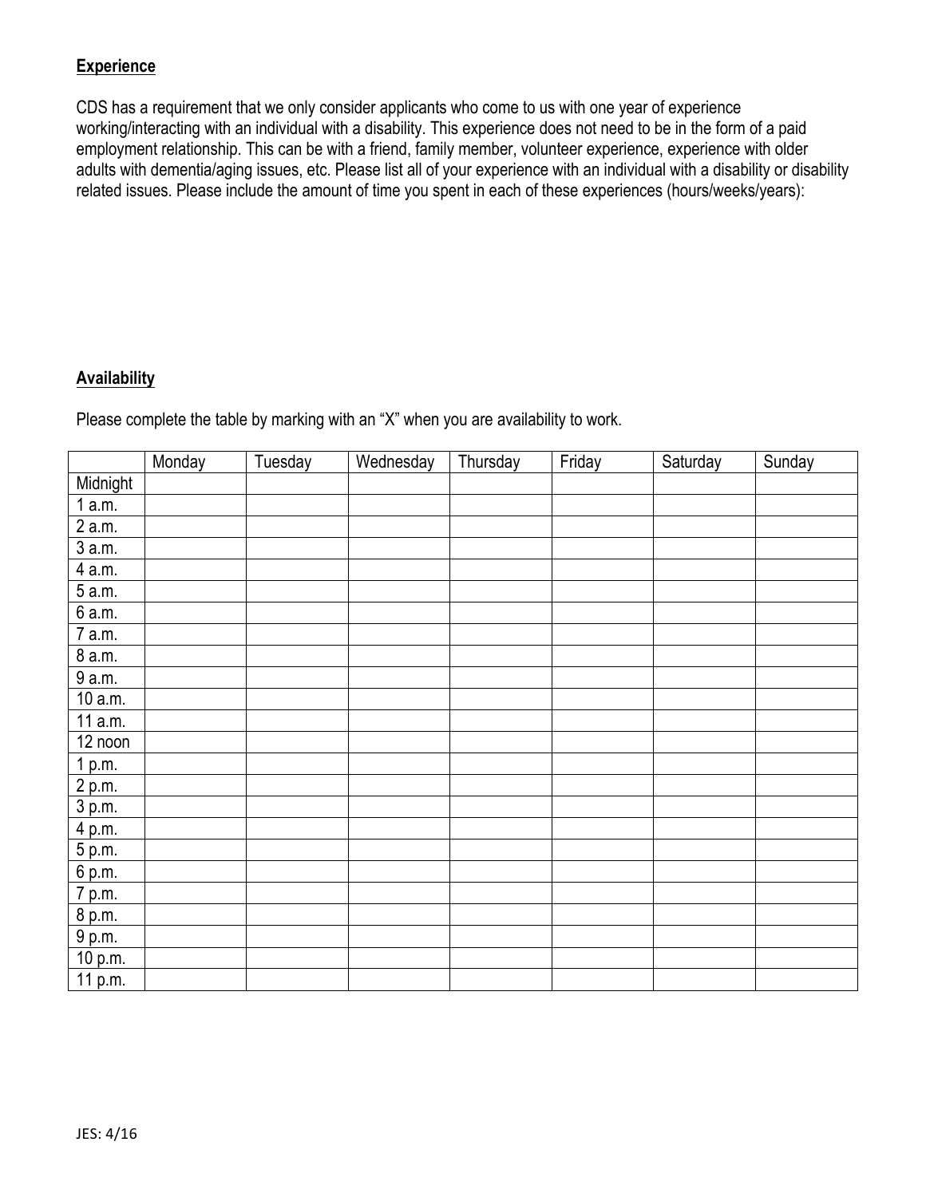**Experience**

CDS has a requirement that we only consider applicants who come to us with one year of experience working/interacting with an individual with a disability. This experience does not need to be in the form of a paid employment relationship. This can be with a friend, family member, volunteer experience, experience with older adults with dementia/aging issues, etc. Please list all of your experience with an individual with a disability or disability related issues. Please include the amount of time you spent in each of these experiences (hours/weeks/years):

**Availability**

Please complete the table by marking with an "X" when you are availability to work.

| | Monday | Tuesday | Wednesday | Thursday | Friday | Saturday | Sunday |
|---|---|---|---|---|---|---|---|
| Midnight | | | | | | | |
| 1 a.m. | | | | | | | |
| 2 a.m. | | | | | | | |
| 3 a.m. | | | | | | | |
| 4 a.m. | | | | | | | |
| 5 a.m. | | | | | | | |
| 6 a.m. | | | | | | | |
| 7 a.m. | | | | | | | |
| 8 a.m. | | | | | | | |
| 9 a.m. | | | | | | | |
| 10 a.m. | | | | | | | |
| 11 a.m. | | | | | | | |
| 12 noon | | | | | | | |
| 1 p.m. | | | | | | | |
| 2 p.m. | | | | | | | |
| 3 p.m. | | | | | | | |
| 4 p.m. | | | | | | | |
| 5 p.m. | | | | | | | |
| 6 p.m. | | | | | | | |
| 7 p.m. | | | | | | | |
| 8 p.m. | | | | | | | |
| 9 p.m. | | | | | | | |
| 10 p.m. | | | | | | | |
| 11 p.m. | | | | | | | |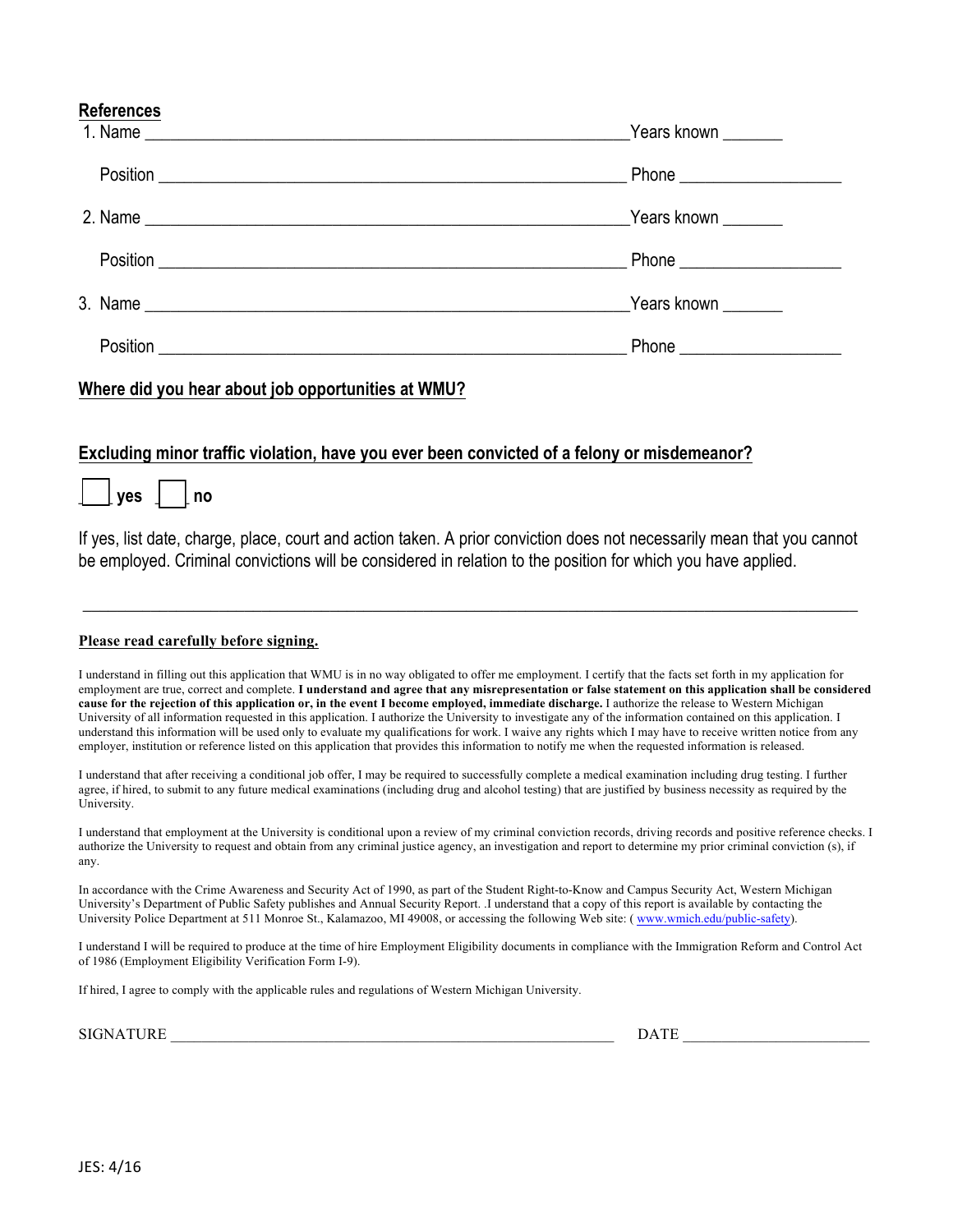**References**

1. Name ______________________________________________________ Years known _______

   Position ___________________________________________________ Phone __________________

2. Name ______________________________________________________ Years known _______

   Position ___________________________________________________ Phone __________________

3. Name ______________________________________________________ Years known _______

   Position ___________________________________________________ Phone __________________

**Where did you hear about job opportunities at WMU?**

**Excluding minor traffic violation, have you ever been convicted of a felony or misdemeanor?**

☐ **yes** ☐ **no**

If yes, list date, charge, place, court and action taken. A prior conviction does not necessarily mean that you cannot be employed. Criminal convictions will be considered in relation to the position for which you have applied.

_____________________________________________________________________________________________

**Please read carefully before signing.**

I understand in filling out this application that WMU is in no way obligated to offer me employment. I certify that the facts set forth in my application for employment are true, correct and complete. **I understand and agree that any misrepresentation or false statement on this application shall be considered cause for the rejection of this application or, in the event I become employed, immediate discharge.** I authorize the release to Western Michigan University of all information requested in this application. I authorize the University to investigate any of the information contained on this application. I understand this information will be used only to evaluate my qualifications for work. I waive any rights which I may have to receive written notice from any employer, institution or reference listed on this application that provides this information to notify me when the requested information is released.

I understand that after receiving a conditional job offer, I may be required to successfully complete a medical examination including drug testing. I further agree, if hired, to submit to any future medical examinations (including drug and alcohol testing) that are justified by business necessity as required by the University.

I understand that employment at the University is conditional upon a review of my criminal conviction records, driving records and positive reference checks. I authorize the University to request and obtain from any criminal justice agency, an investigation and report to determine my prior criminal conviction (s), if any.

In accordance with the Crime Awareness and Security Act of 1990, as part of the Student Right-to-Know and Campus Security Act, Western Michigan University's Department of Public Safety publishes and Annual Security Report. .I understand that a copy of this report is available by contacting the University Police Department at 511 Monroe St., Kalamazoo, MI 49008, or accessing the following Web site: ( www.wmich.edu/public-safety).

I understand I will be required to produce at the time of hire Employment Eligibility documents in compliance with the Immigration Reform and Control Act of 1986 (Employment Eligibility Verification Form I-9).

If hired, I agree to comply with the applicable rules and regulations of Western Michigan University.

SIGNATURE _______________________________________________________ DATE ________________________

JES: 4/16